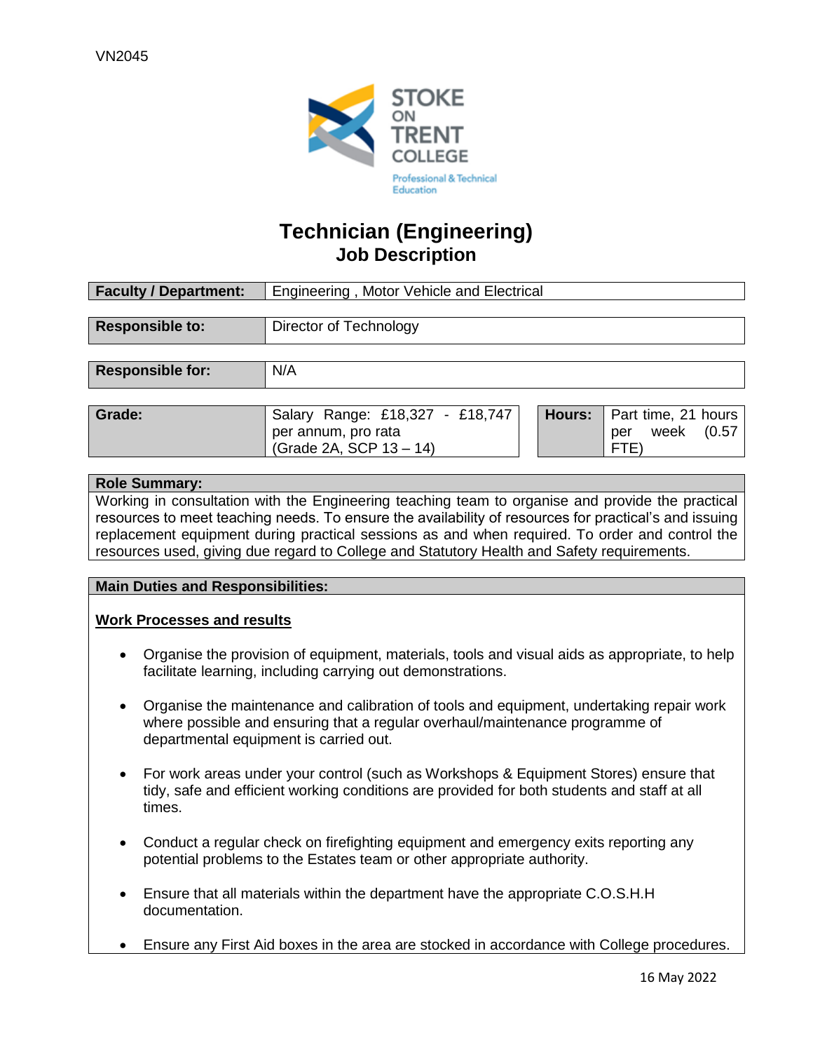VN2045

# Technician (Engineering)
## Job Description

| Faculty / Department: | Engineering , Motor Vehicle and Electrical |
|---|---|
| Responsible to: | Director of Technology |
| Responsible for: | N/A |

| Grade: | Salary Range: £18,327 - £18,747 per annum, pro rata (Grade 2A, SCP 13 – 14) | Hours: | Part time, 21 hours per week (0.57 FTE) |
|---|---|---|---|

**Role Summary:**

Working in consultation with the Engineering teaching team to organise and provide the practical resources to meet teaching needs. To ensure the availability of resources for practical's and issuing replacement equipment during practical sessions as and when required. To order and control the resources used, giving due regard to College and Statutory Health and Safety requirements.

**Main Duties and Responsibilities:**

**Work Processes and results**

- Organise the provision of equipment, materials, tools and visual aids as appropriate, to help facilitate learning, including carrying out demonstrations.
- Organise the maintenance and calibration of tools and equipment, undertaking repair work where possible and ensuring that a regular overhaul/maintenance programme of departmental equipment is carried out.
- For work areas under your control (such as Workshops & Equipment Stores) ensure that tidy, safe and efficient working conditions are provided for both students and staff at all times.
- Conduct a regular check on firefighting equipment and emergency exits reporting any potential problems to the Estates team or other appropriate authority.
- Ensure that all materials within the department have the appropriate C.O.S.H.H documentation.
- Ensure any First Aid boxes in the area are stocked in accordance with College procedures.

16 May 2022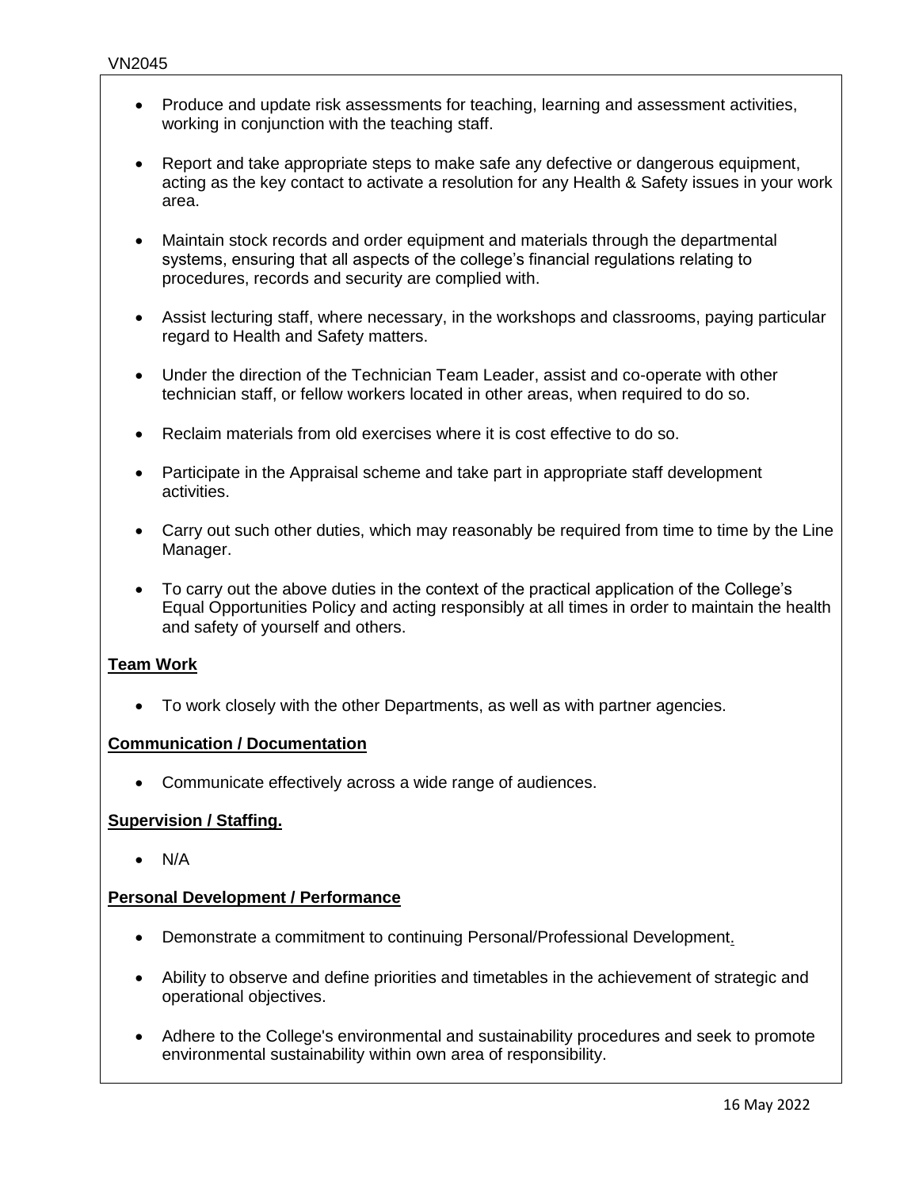- Produce and update risk assessments for teaching, learning and assessment activities, working in conjunction with the teaching staff.
- Report and take appropriate steps to make safe any defective or dangerous equipment, acting as the key contact to activate a resolution for any Health & Safety issues in your work area.
- Maintain stock records and order equipment and materials through the departmental systems, ensuring that all aspects of the college's financial regulations relating to procedures, records and security are complied with.
- Assist lecturing staff, where necessary, in the workshops and classrooms, paying particular regard to Health and Safety matters.
- Under the direction of the Technician Team Leader, assist and co-operate with other technician staff, or fellow workers located in other areas, when required to do so.
- Reclaim materials from old exercises where it is cost effective to do so.
- Participate in the Appraisal scheme and take part in appropriate staff development activities.
- Carry out such other duties, which may reasonably be required from time to time by the Line Manager.
- To carry out the above duties in the context of the practical application of the College's Equal Opportunities Policy and acting responsibly at all times in order to maintain the health and safety of yourself and others.

**Team Work**

- To work closely with the other Departments, as well as with partner agencies.

**Communication / Documentation**

- Communicate effectively across a wide range of audiences.

**Supervision / Staffing.**

- N/A

**Personal Development / Performance**

- Demonstrate a commitment to continuing Personal/Professional Development.
- Ability to observe and define priorities and timetables in the achievement of strategic and operational objectives.
- Adhere to the College's environmental and sustainability procedures and seek to promote environmental sustainability within own area of responsibility.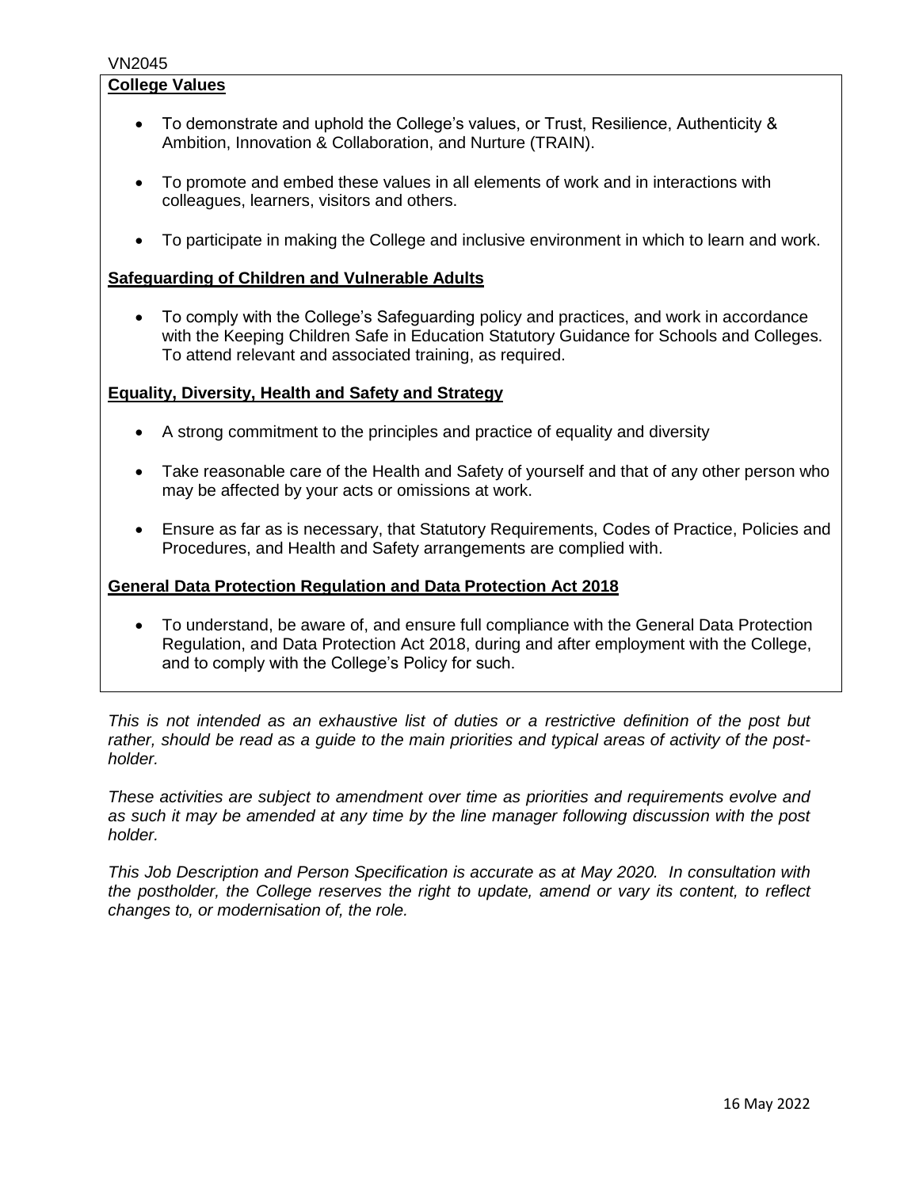**College Values**

- To demonstrate and uphold the College's values, or Trust, Resilience, Authenticity & Ambition, Innovation & Collaboration, and Nurture (TRAIN).
- To promote and embed these values in all elements of work and in interactions with colleagues, learners, visitors and others.
- To participate in making the College and inclusive environment in which to learn and work.

**Safeguarding of Children and Vulnerable Adults**

- To comply with the College's Safeguarding policy and practices, and work in accordance with the Keeping Children Safe in Education Statutory Guidance for Schools and Colleges. To attend relevant and associated training, as required.

**Equality, Diversity, Health and Safety and Strategy**

- A strong commitment to the principles and practice of equality and diversity
- Take reasonable care of the Health and Safety of yourself and that of any other person who may be affected by your acts or omissions at work.
- Ensure as far as is necessary, that Statutory Requirements, Codes of Practice, Policies and Procedures, and Health and Safety arrangements are complied with.

**General Data Protection Regulation and Data Protection Act 2018**

- To understand, be aware of, and ensure full compliance with the General Data Protection Regulation, and Data Protection Act 2018, during and after employment with the College, and to comply with the College's Policy for such.

*This is not intended as an exhaustive list of duties or a restrictive definition of the post but rather, should be read as a guide to the main priorities and typical areas of activity of the post-holder.*

*These activities are subject to amendment over time as priorities and requirements evolve and as such it may be amended at any time by the line manager following discussion with the post holder.*

*This Job Description and Person Specification is accurate as at May 2020. In consultation with the postholder, the College reserves the right to update, amend or vary its content, to reflect changes to, or modernisation of, the role.*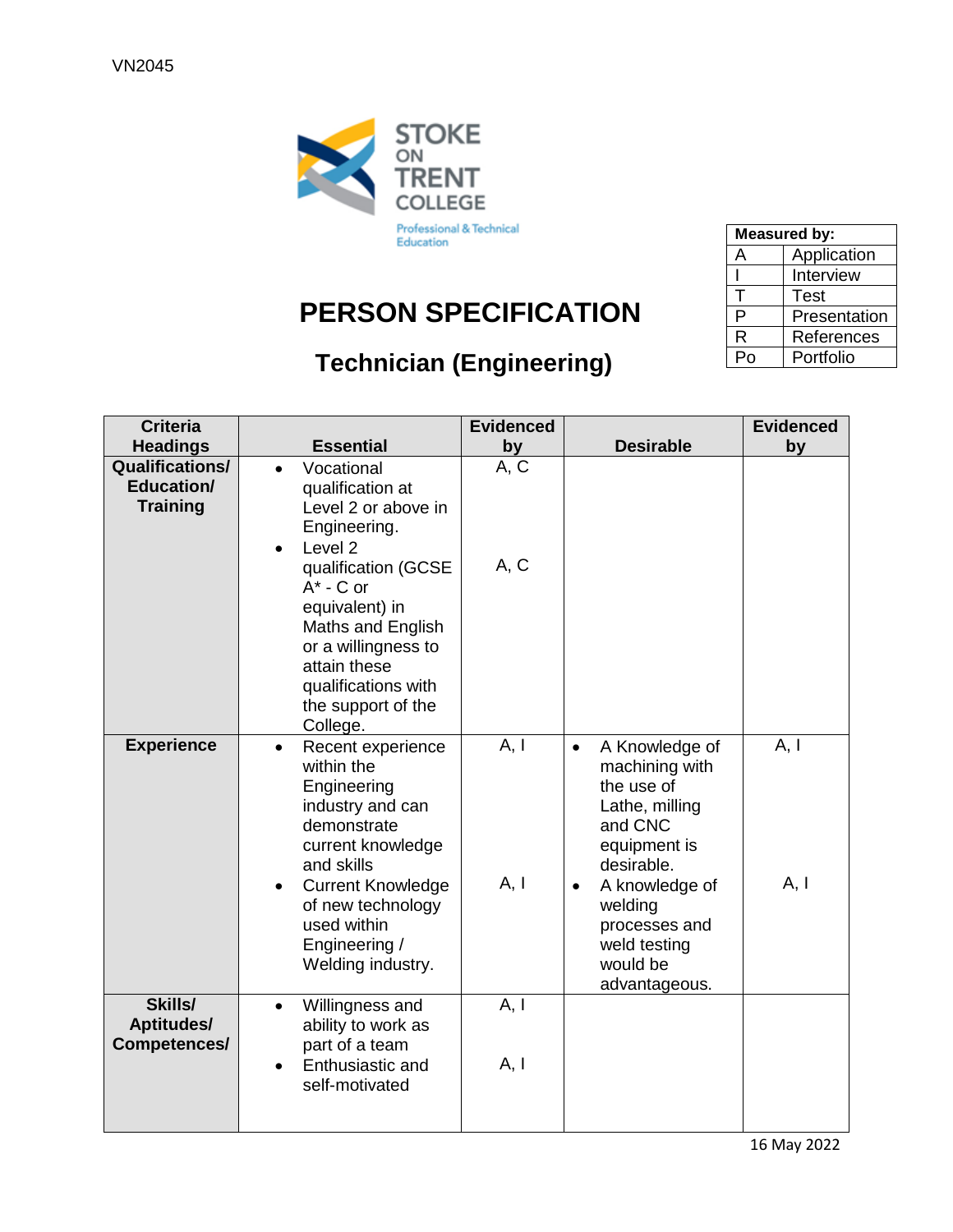VN2045

STOKE ON TRENT COLLEGE

Professional & Technical Education

# PERSON SPECIFICATION

## Technician (Engineering)

| Measured by: | |
|---|---|
| A | Application |
| I | Interview |
| T | Test |
| P | Presentation |
| R | References |
| Po | Portfolio |

| Criteria Headings | Essential | Evidenced by | Desirable | Evidenced by |
|---|---|---|---|---|
| **Qualifications/ Education/ Training** | • Vocational qualification at Level 2 or above in Engineering.<br>• Level 2 qualification (GCSE A* - C or equivalent) in Maths and English or a willingness to attain these qualifications with the support of the College. | A, C<br><br>A, C | | |
| **Experience** | • Recent experience within the Engineering industry and can demonstrate current knowledge and skills<br>• Current Knowledge of new technology used within Engineering / Welding industry. | A, I<br><br>A, I | • A Knowledge of machining with the use of Lathe, milling and CNC equipment is desirable.<br>• A knowledge of welding processes and weld testing would be advantageous. | A, I<br><br>A, I |
| **Skills/ Aptitudes/ Competences/** | • Willingness and ability to work as part of a team<br>• Enthusiastic and self-motivated | A, I<br><br>A, I | | |

16 May 2022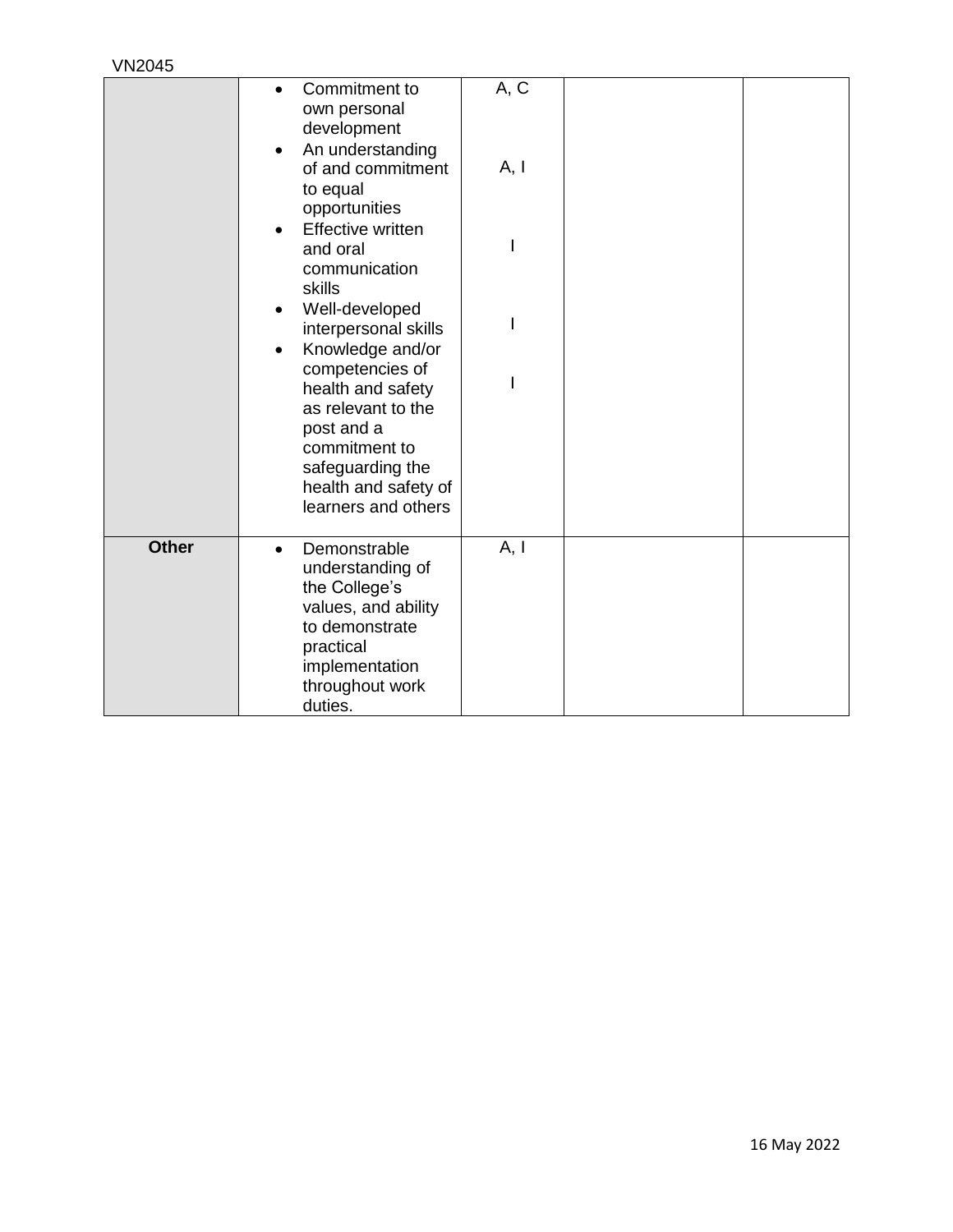| | | | | |
|---|---|---|---|---|
| | • Commitment to own personal development<br>• An understanding of and commitment to equal opportunities<br>• Effective written and oral communication skills<br>• Well-developed interpersonal skills<br>• Knowledge and/or competencies of health and safety as relevant to the post and a commitment to safeguarding the health and safety of learners and others | A, C<br><br>A, I<br><br>I<br><br>I<br><br>I | | |
| **Other** | • Demonstrable understanding of the College's values, and ability to demonstrate practical implementation throughout work duties. | A, I | | |